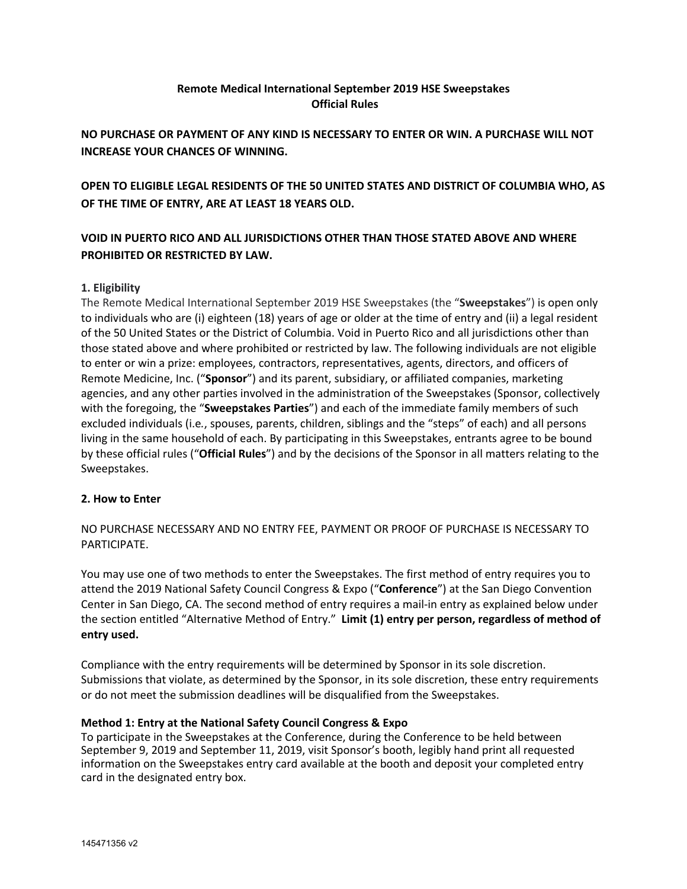**Remote Medical International September 2019 HSE Sweepstakes**
**Official Rules**

**NO PURCHASE OR PAYMENT OF ANY KIND IS NECESSARY TO ENTER OR WIN. A PURCHASE WILL NOT INCREASE YOUR CHANCES OF WINNING.**

**OPEN TO ELIGIBLE LEGAL RESIDENTS OF THE 50 UNITED STATES AND DISTRICT OF COLUMBIA WHO, AS OF THE TIME OF ENTRY, ARE AT LEAST 18 YEARS OLD.**

**VOID IN PUERTO RICO AND ALL JURISDICTIONS OTHER THAN THOSE STATED ABOVE AND WHERE PROHIBITED OR RESTRICTED BY LAW.**

**1. Eligibility**

The Remote Medical International September 2019 HSE Sweepstakes (the "**Sweepstakes**") is open only to individuals who are (i) eighteen (18) years of age or older at the time of entry and (ii) a legal resident of the 50 United States or the District of Columbia. Void in Puerto Rico and all jurisdictions other than those stated above and where prohibited or restricted by law. The following individuals are not eligible to enter or win a prize: employees, contractors, representatives, agents, directors, and officers of Remote Medicine, Inc. ("**Sponsor**") and its parent, subsidiary, or affiliated companies, marketing agencies, and any other parties involved in the administration of the Sweepstakes (Sponsor, collectively with the foregoing, the "**Sweepstakes Parties**") and each of the immediate family members of such excluded individuals (i.e., spouses, parents, children, siblings and the "steps" of each) and all persons living in the same household of each. By participating in this Sweepstakes, entrants agree to be bound by these official rules ("**Official Rules**") and by the decisions of the Sponsor in all matters relating to the Sweepstakes.

**2. How to Enter**

NO PURCHASE NECESSARY AND NO ENTRY FEE, PAYMENT OR PROOF OF PURCHASE IS NECESSARY TO PARTICIPATE.

You may use one of two methods to enter the Sweepstakes. The first method of entry requires you to attend the 2019 National Safety Council Congress & Expo ("**Conference**") at the San Diego Convention Center in San Diego, CA. The second method of entry requires a mail-in entry as explained below under the section entitled "Alternative Method of Entry." **Limit (1) entry per person, regardless of method of entry used.**

Compliance with the entry requirements will be determined by Sponsor in its sole discretion. Submissions that violate, as determined by the Sponsor, in its sole discretion, these entry requirements or do not meet the submission deadlines will be disqualified from the Sweepstakes.

**Method 1: Entry at the National Safety Council Congress & Expo**

To participate in the Sweepstakes at the Conference, during the Conference to be held between September 9, 2019 and September 11, 2019, visit Sponsor's booth, legibly hand print all requested information on the Sweepstakes entry card available at the booth and deposit your completed entry card in the designated entry box.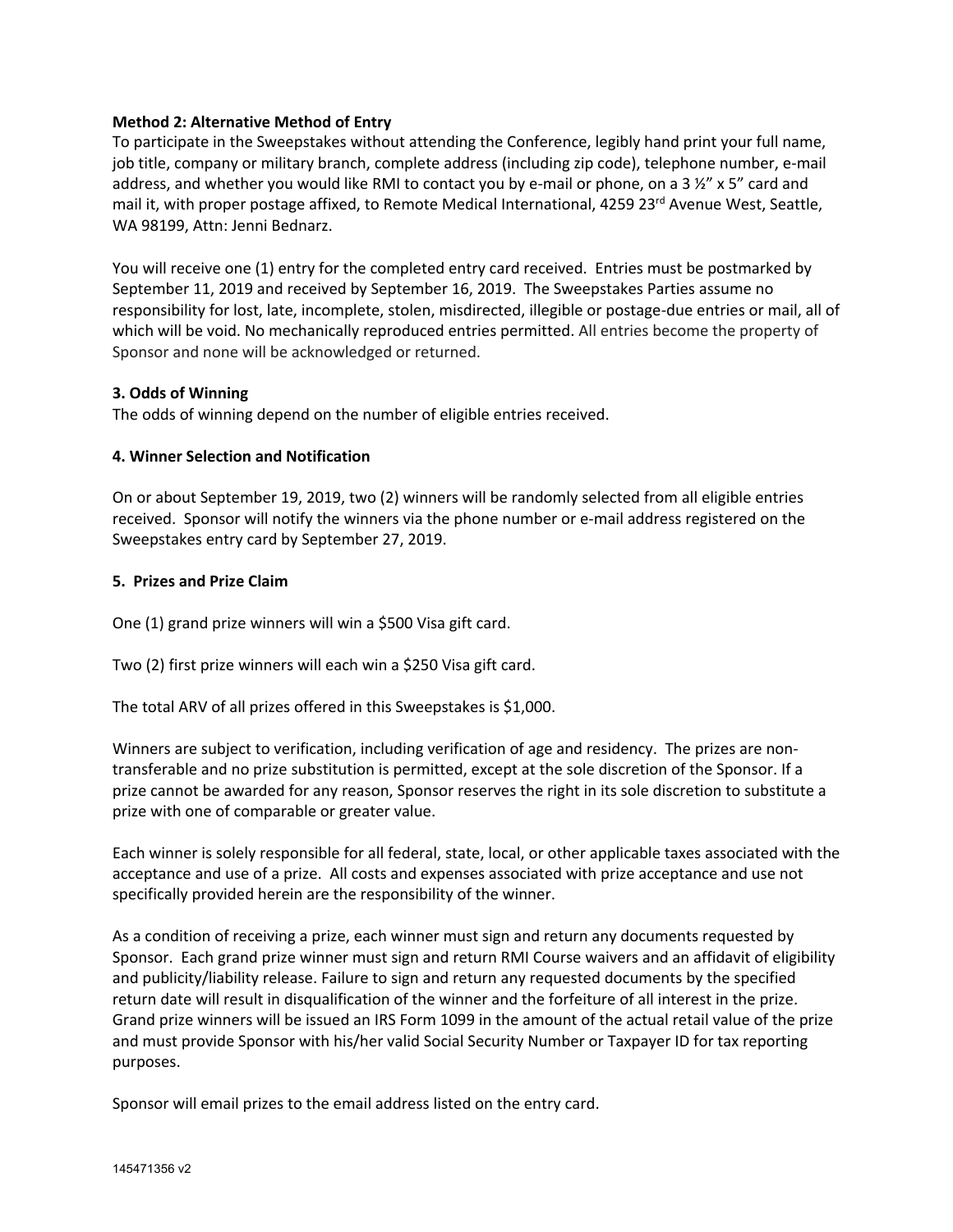**Method 2: Alternative Method of Entry**

To participate in the Sweepstakes without attending the Conference, legibly hand print your full name, job title, company or military branch, complete address (including zip code), telephone number, e-mail address, and whether you would like RMI to contact you by e-mail or phone, on a 3 ½" x 5" card and mail it, with proper postage affixed, to Remote Medical International, 4259 23rd Avenue West, Seattle, WA 98199, Attn: Jenni Bednarz.

You will receive one (1) entry for the completed entry card received. Entries must be postmarked by September 11, 2019 and received by September 16, 2019. The Sweepstakes Parties assume no responsibility for lost, late, incomplete, stolen, misdirected, illegible or postage-due entries or mail, all of which will be void. No mechanically reproduced entries permitted. All entries become the property of Sponsor and none will be acknowledged or returned.

**3. Odds of Winning**

The odds of winning depend on the number of eligible entries received.

**4. Winner Selection and Notification**

On or about September 19, 2019, two (2) winners will be randomly selected from all eligible entries received. Sponsor will notify the winners via the phone number or e-mail address registered on the Sweepstakes entry card by September 27, 2019.

**5. Prizes and Prize Claim**

One (1) grand prize winners will win a $500 Visa gift card.

Two (2) first prize winners will each win a $250 Visa gift card.

The total ARV of all prizes offered in this Sweepstakes is $1,000.

Winners are subject to verification, including verification of age and residency. The prizes are non-transferable and no prize substitution is permitted, except at the sole discretion of the Sponsor. If a prize cannot be awarded for any reason, Sponsor reserves the right in its sole discretion to substitute a prize with one of comparable or greater value.

Each winner is solely responsible for all federal, state, local, or other applicable taxes associated with the acceptance and use of a prize. All costs and expenses associated with prize acceptance and use not specifically provided herein are the responsibility of the winner.

As a condition of receiving a prize, each winner must sign and return any documents requested by Sponsor. Each grand prize winner must sign and return RMI Course waivers and an affidavit of eligibility and publicity/liability release. Failure to sign and return any requested documents by the specified return date will result in disqualification of the winner and the forfeiture of all interest in the prize. Grand prize winners will be issued an IRS Form 1099 in the amount of the actual retail value of the prize and must provide Sponsor with his/her valid Social Security Number or Taxpayer ID for tax reporting purposes.

Sponsor will email prizes to the email address listed on the entry card.

145471356 v2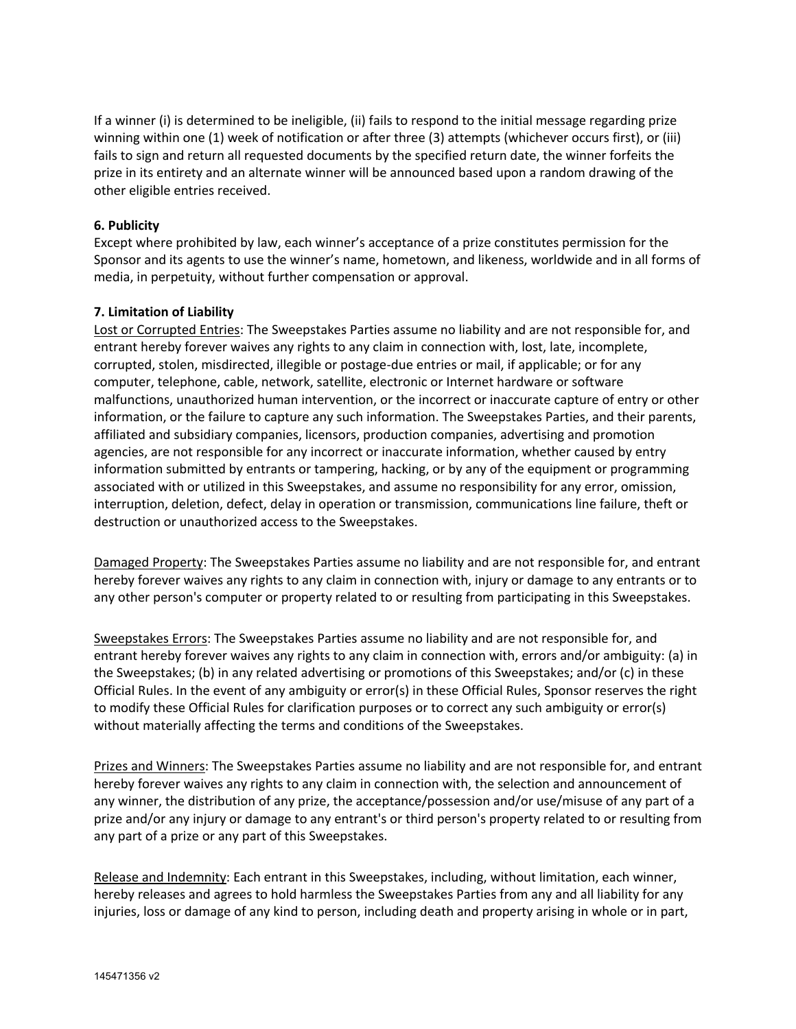If a winner (i) is determined to be ineligible, (ii) fails to respond to the initial message regarding prize winning within one (1) week of notification or after three (3) attempts (whichever occurs first), or (iii) fails to sign and return all requested documents by the specified return date, the winner forfeits the prize in its entirety and an alternate winner will be announced based upon a random drawing of the other eligible entries received.

**6. Publicity**

Except where prohibited by law, each winner's acceptance of a prize constitutes permission for the Sponsor and its agents to use the winner's name, hometown, and likeness, worldwide and in all forms of media, in perpetuity, without further compensation or approval.

**7. Limitation of Liability**

<u>Lost or Corrupted Entries</u>: The Sweepstakes Parties assume no liability and are not responsible for, and entrant hereby forever waives any rights to any claim in connection with, lost, late, incomplete, corrupted, stolen, misdirected, illegible or postage-due entries or mail, if applicable; or for any computer, telephone, cable, network, satellite, electronic or Internet hardware or software malfunctions, unauthorized human intervention, or the incorrect or inaccurate capture of entry or other information, or the failure to capture any such information. The Sweepstakes Parties, and their parents, affiliated and subsidiary companies, licensors, production companies, advertising and promotion agencies, are not responsible for any incorrect or inaccurate information, whether caused by entry information submitted by entrants or tampering, hacking, or by any of the equipment or programming associated with or utilized in this Sweepstakes, and assume no responsibility for any error, omission, interruption, deletion, defect, delay in operation or transmission, communications line failure, theft or destruction or unauthorized access to the Sweepstakes.

<u>Damaged Property</u>: The Sweepstakes Parties assume no liability and are not responsible for, and entrant hereby forever waives any rights to any claim in connection with, injury or damage to any entrants or to any other person's computer or property related to or resulting from participating in this Sweepstakes.

<u>Sweepstakes Errors</u>: The Sweepstakes Parties assume no liability and are not responsible for, and entrant hereby forever waives any rights to any claim in connection with, errors and/or ambiguity: (a) in the Sweepstakes; (b) in any related advertising or promotions of this Sweepstakes; and/or (c) in these Official Rules. In the event of any ambiguity or error(s) in these Official Rules, Sponsor reserves the right to modify these Official Rules for clarification purposes or to correct any such ambiguity or error(s) without materially affecting the terms and conditions of the Sweepstakes.

<u>Prizes and Winners</u>: The Sweepstakes Parties assume no liability and are not responsible for, and entrant hereby forever waives any rights to any claim in connection with, the selection and announcement of any winner, the distribution of any prize, the acceptance/possession and/or use/misuse of any part of a prize and/or any injury or damage to any entrant's or third person's property related to or resulting from any part of a prize or any part of this Sweepstakes.

<u>Release and Indemnity</u>: Each entrant in this Sweepstakes, including, without limitation, each winner, hereby releases and agrees to hold harmless the Sweepstakes Parties from any and all liability for any injuries, loss or damage of any kind to person, including death and property arising in whole or in part,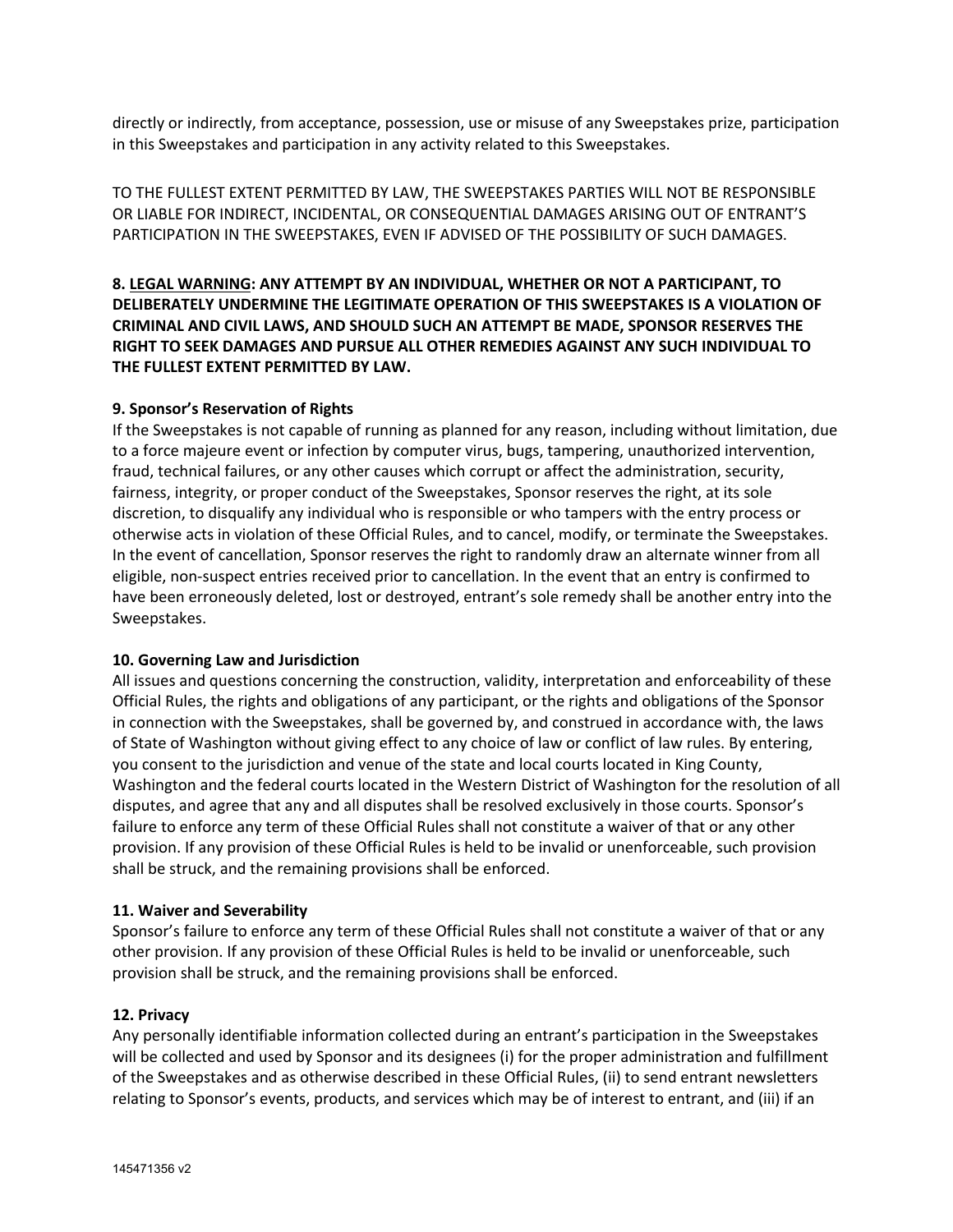directly or indirectly, from acceptance, possession, use or misuse of any Sweepstakes prize, participation in this Sweepstakes and participation in any activity related to this Sweepstakes.

TO THE FULLEST EXTENT PERMITTED BY LAW, THE SWEEPSTAKES PARTIES WILL NOT BE RESPONSIBLE OR LIABLE FOR INDIRECT, INCIDENTAL, OR CONSEQUENTIAL DAMAGES ARISING OUT OF ENTRANT'S PARTICIPATION IN THE SWEEPSTAKES, EVEN IF ADVISED OF THE POSSIBILITY OF SUCH DAMAGES.

**8. LEGAL WARNING: ANY ATTEMPT BY AN INDIVIDUAL, WHETHER OR NOT A PARTICIPANT, TO DELIBERATELY UNDERMINE THE LEGITIMATE OPERATION OF THIS SWEEPSTAKES IS A VIOLATION OF CRIMINAL AND CIVIL LAWS, AND SHOULD SUCH AN ATTEMPT BE MADE, SPONSOR RESERVES THE RIGHT TO SEEK DAMAGES AND PURSUE ALL OTHER REMEDIES AGAINST ANY SUCH INDIVIDUAL TO THE FULLEST EXTENT PERMITTED BY LAW.**

**9. Sponsor's Reservation of Rights**

If the Sweepstakes is not capable of running as planned for any reason, including without limitation, due to a force majeure event or infection by computer virus, bugs, tampering, unauthorized intervention, fraud, technical failures, or any other causes which corrupt or affect the administration, security, fairness, integrity, or proper conduct of the Sweepstakes, Sponsor reserves the right, at its sole discretion, to disqualify any individual who is responsible or who tampers with the entry process or otherwise acts in violation of these Official Rules, and to cancel, modify, or terminate the Sweepstakes. In the event of cancellation, Sponsor reserves the right to randomly draw an alternate winner from all eligible, non-suspect entries received prior to cancellation. In the event that an entry is confirmed to have been erroneously deleted, lost or destroyed, entrant's sole remedy shall be another entry into the Sweepstakes.

**10. Governing Law and Jurisdiction**

All issues and questions concerning the construction, validity, interpretation and enforceability of these Official Rules, the rights and obligations of any participant, or the rights and obligations of the Sponsor in connection with the Sweepstakes, shall be governed by, and construed in accordance with, the laws of State of Washington without giving effect to any choice of law or conflict of law rules. By entering, you consent to the jurisdiction and venue of the state and local courts located in King County, Washington and the federal courts located in the Western District of Washington for the resolution of all disputes, and agree that any and all disputes shall be resolved exclusively in those courts. Sponsor's failure to enforce any term of these Official Rules shall not constitute a waiver of that or any other provision. If any provision of these Official Rules is held to be invalid or unenforceable, such provision shall be struck, and the remaining provisions shall be enforced.

**11. Waiver and Severability**

Sponsor's failure to enforce any term of these Official Rules shall not constitute a waiver of that or any other provision. If any provision of these Official Rules is held to be invalid or unenforceable, such provision shall be struck, and the remaining provisions shall be enforced.

**12. Privacy**

Any personally identifiable information collected during an entrant's participation in the Sweepstakes will be collected and used by Sponsor and its designees (i) for the proper administration and fulfillment of the Sweepstakes and as otherwise described in these Official Rules, (ii) to send entrant newsletters relating to Sponsor's events, products, and services which may be of interest to entrant, and (iii) if an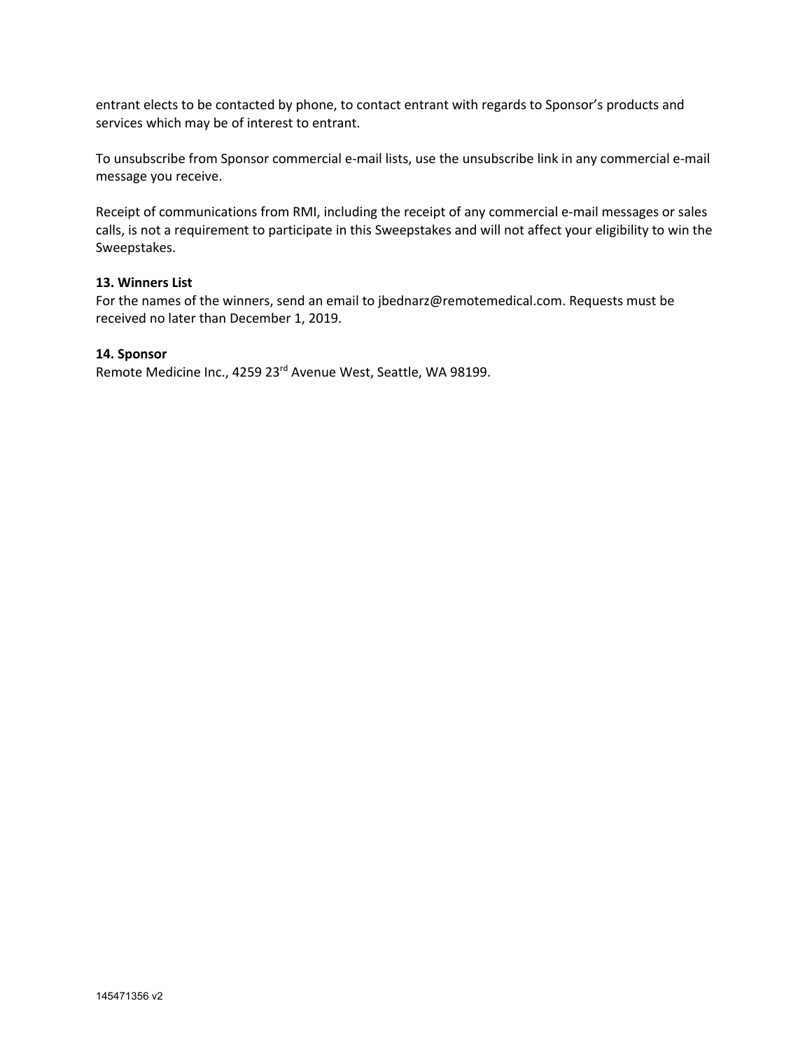entrant elects to be contacted by phone, to contact entrant with regards to Sponsor's products and services which may be of interest to entrant.

To unsubscribe from Sponsor commercial e-mail lists, use the unsubscribe link in any commercial e-mail message you receive.

Receipt of communications from RMI, including the receipt of any commercial e-mail messages or sales calls, is not a requirement to participate in this Sweepstakes and will not affect your eligibility to win the Sweepstakes.

**13. Winners List**

For the names of the winners, send an email to jbednarz@remotemedical.com. Requests must be received no later than December 1, 2019.

**14. Sponsor**

Remote Medicine Inc., 4259 23rd Avenue West, Seattle, WA 98199.

145471356 v2